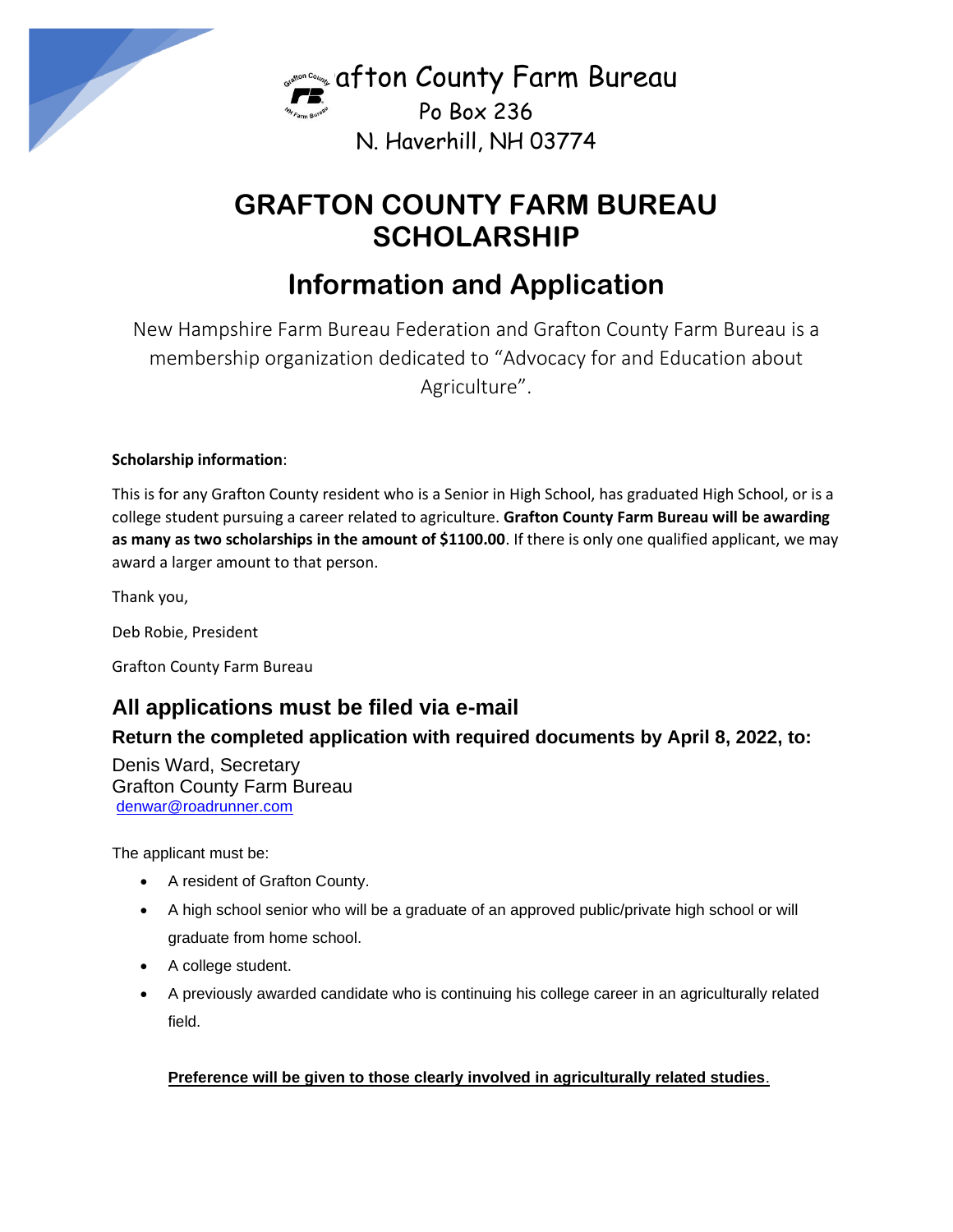Grafton County Farm Bureau
Po Box 236
N. Haverhill, NH 03774

# GRAFTON COUNTY FARM BUREAU SCHOLARSHIP

## Information and Application

New Hampshire Farm Bureau Federation and Grafton County Farm Bureau is a membership organization dedicated to "Advocacy for and Education about Agriculture".

**Scholarship information**:

This is for any Grafton County resident who is a Senior in High School, has graduated High School, or is a college student pursuing a career related to agriculture. **Grafton County Farm Bureau will be awarding as many as two scholarships in the amount of $1100.00**. If there is only one qualified applicant, we may award a larger amount to that person.

Thank you,

Deb Robie, President

Grafton County Farm Bureau

## All applications must be filed via e-mail

### Return the completed application with required documents by April 8, 2022, to:

Denis Ward, Secretary
Grafton County Farm Bureau
denwar@roadrunner.com

The applicant must be:

- A resident of Grafton County.
- A high school senior who will be a graduate of an approved public/private high school or will graduate from home school.
- A college student.
- A previously awarded candidate who is continuing his college career in an agriculturally related field.

**<u>Preference will be given to those clearly involved in agriculturally related studies</u>.**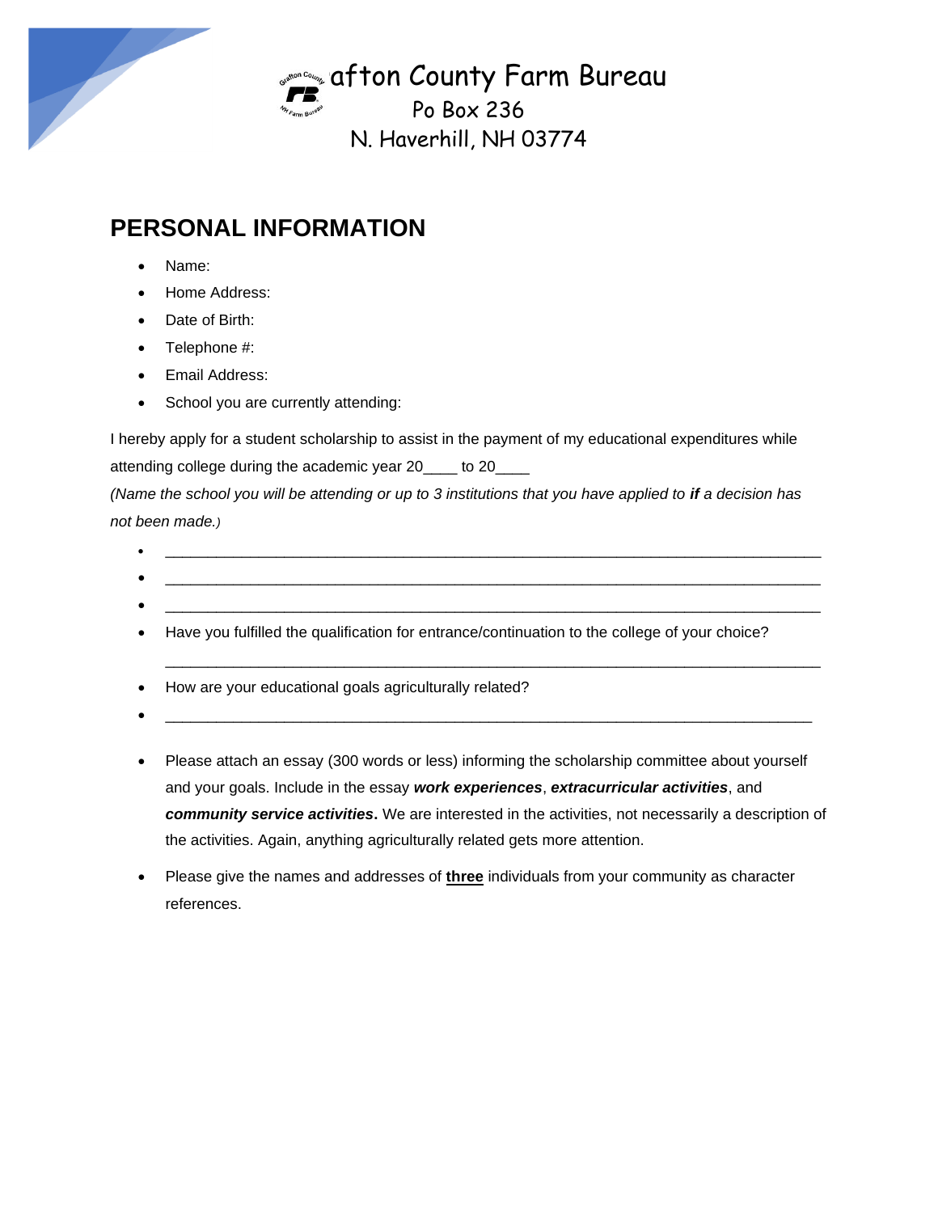Grafton County Farm Bureau
Po Box 236
N. Haverhill, NH 03774

## PERSONAL INFORMATION

- Name:
- Home Address:
- Date of Birth:
- Telephone #:
- Email Address:
- School you are currently attending:

I hereby apply for a student scholarship to assist in the payment of my educational expenditures while attending college during the academic year 20____ to 20____

*(Name the school you will be attending or up to 3 institutions that you have applied to **if** a decision has not been made.)*

- ______________________________________________________________________________
- ______________________________________________________________________________
- ______________________________________________________________________________
- Have you fulfilled the qualification for entrance/continuation to the college of your choice?

  ______________________________________________________________________________
- How are your educational goals agriculturally related?
- ______________________________________________________________________________

- Please attach an essay (300 words or less) informing the scholarship committee about yourself and your goals. Include in the essay ***work experiences***, ***extracurricular activities***, and ***community service activities*.** We are interested in the activities, not necessarily a description of the activities. Again, anything agriculturally related gets more attention.

- Please give the names and addresses of **<u>three</u>** individuals from your community as character references.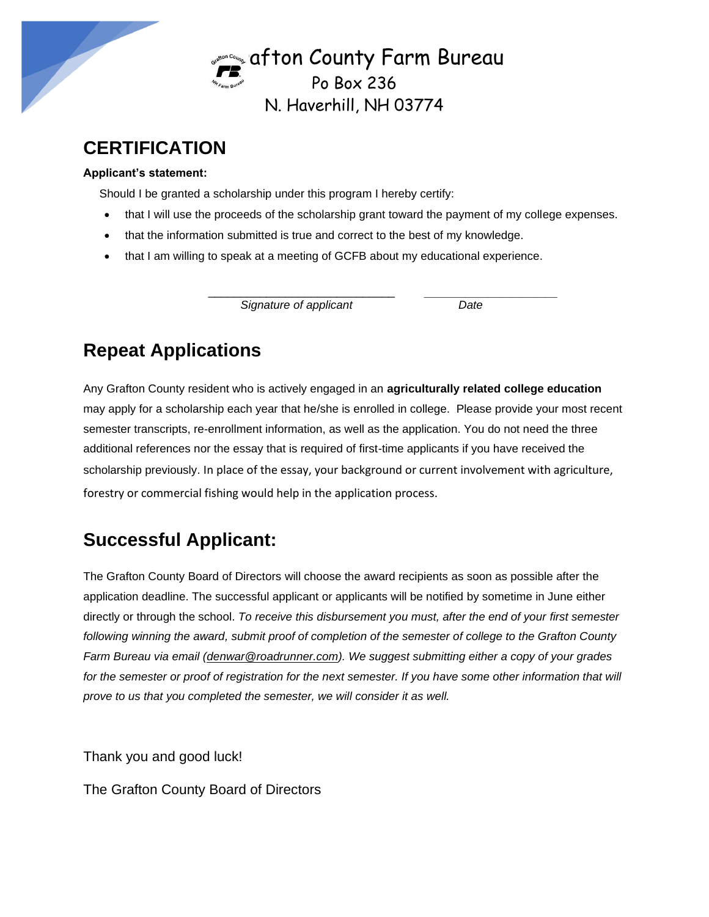Grafton County Farm Bureau
Po Box 236
N. Haverhill, NH 03774

## CERTIFICATION

**Applicant's statement:**

Should I be granted a scholarship under this program I hereby certify:

- that I will use the proceeds of the scholarship grant toward the payment of my college expenses.
- that the information submitted is true and correct to the best of my knowledge.
- that I am willing to speak at a meeting of GCFB about my educational experience.

_____________________________ _____________________

*Signature of applicant* *Date*

## Repeat Applications

Any Grafton County resident who is actively engaged in an **agriculturally related college education** may apply for a scholarship each year that he/she is enrolled in college. Please provide your most recent semester transcripts, re-enrollment information, as well as the application. You do not need the three additional references nor the essay that is required of first-time applicants if you have received the scholarship previously. In place of the essay, your background or current involvement with agriculture, forestry or commercial fishing would help in the application process.

## Successful Applicant:

The Grafton County Board of Directors will choose the award recipients as soon as possible after the application deadline. The successful applicant or applicants will be notified by sometime in June either directly or through the school. *To receive this disbursement you must, after the end of your first semester following winning the award, submit proof of completion of the semester of college to the Grafton County Farm Bureau via email (denwar@roadrunner.com). We suggest submitting either a copy of your grades for the semester or proof of registration for the next semester. If you have some other information that will prove to us that you completed the semester, we will consider it as well.*

Thank you and good luck!

The Grafton County Board of Directors